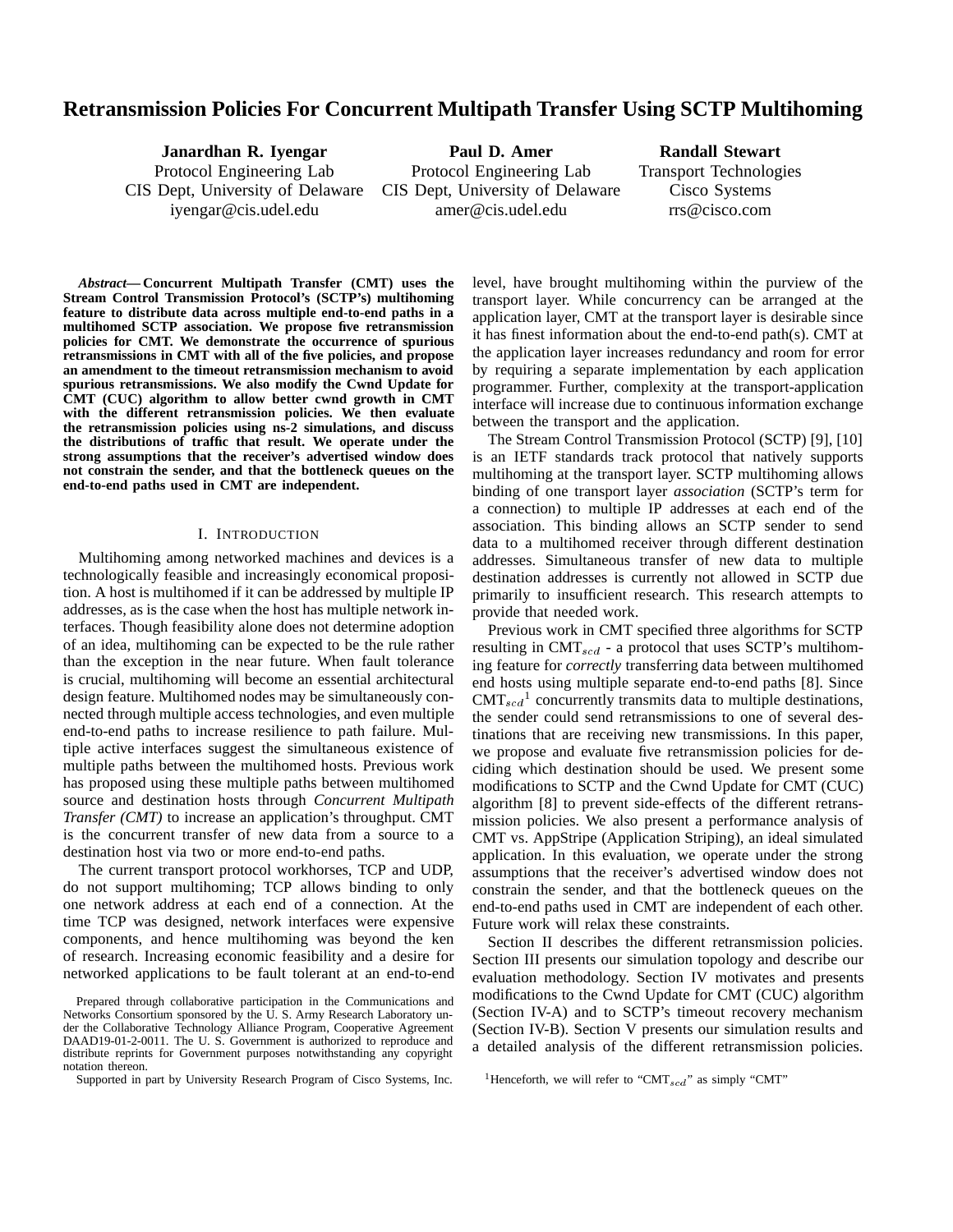# Retransmission Policies For Concurrent Multipath Transfer Using SCTP Multihoming

**Janardhan R. Iyengar**
Protocol Engineering Lab
CIS Dept, University of Delaware
iyengar@cis.udel.edu

**Paul D. Amer**
Protocol Engineering Lab
CIS Dept, University of Delaware
amer@cis.udel.edu

**Randall Stewart**
Transport Technologies
Cisco Systems
rrs@cisco.com

***Abstract*— Concurrent Multipath Transfer (CMT) uses the Stream Control Transmission Protocol's (SCTP's) multihoming feature to distribute data across multiple end-to-end paths in a multihomed SCTP association. We propose five retransmission policies for CMT. We demonstrate the occurrence of spurious retransmissions in CMT with all of the five policies, and propose an amendment to the timeout retransmission mechanism to avoid spurious retransmissions. We also modify the Cwnd Update for CMT (CUC) algorithm to allow better cwnd growth in CMT with the different retransmission policies. We then evaluate the retransmission policies using ns-2 simulations, and discuss the distributions of traffic that result. We operate under the strong assumptions that the receiver's advertised window does not constrain the sender, and that the bottleneck queues on the end-to-end paths used in CMT are independent.**

## I. Introduction

Multihoming among networked machines and devices is a technologically feasible and increasingly economical proposition. A host is multihomed if it can be addressed by multiple IP addresses, as is the case when the host has multiple network interfaces. Though feasibility alone does not determine adoption of an idea, multihoming can be expected to be the rule rather than the exception in the near future. When fault tolerance is crucial, multihoming will become an essential architectural design feature. Multihomed nodes may be simultaneously connected through multiple access technologies, and even multiple end-to-end paths to increase resilience to path failure. Multiple active interfaces suggest the simultaneous existence of multiple paths between the multihomed hosts. Previous work has proposed using these multiple paths between multihomed source and destination hosts through *Concurrent Multipath Transfer (CMT)* to increase an application's throughput. CMT is the concurrent transfer of new data from a source to a destination host via two or more end-to-end paths.

The current transport protocol workhorses, TCP and UDP, do not support multihoming; TCP allows binding to only one network address at each end of a connection. At the time TCP was designed, network interfaces were expensive components, and hence multihoming was beyond the ken of research. Increasing economic feasibility and a desire for networked applications to be fault tolerant at an end-to-end level, have brought multihoming within the purview of the transport layer. While concurrency can be arranged at the application layer, CMT at the transport layer is desirable since it has finest information about the end-to-end path(s). CMT at the application layer increases redundancy and room for error by requiring a separate implementation by each application programmer. Further, complexity at the transport-application interface will increase due to continuous information exchange between the transport and the application.

The Stream Control Transmission Protocol (SCTP) [9], [10] is an IETF standards track protocol that natively supports multihoming at the transport layer. SCTP multihoming allows binding of one transport layer *association* (SCTP's term for a connection) to multiple IP addresses at each end of the association. This binding allows an SCTP sender to send data to a multihomed receiver through different destination addresses. Simultaneous transfer of new data to multiple destination addresses is currently not allowed in SCTP due primarily to insufficient research. This research attempts to provide that needed work.

Previous work in CMT specified three algorithms for SCTP resulting in CMT$_{scd}$ - a protocol that uses SCTP's multihoming feature for *correctly* transferring data between multihomed end hosts using multiple separate end-to-end paths [8]. Since CMT$_{scd}$[1] concurrently transmits data to multiple destinations, the sender could send retransmissions to one of several destinations that are receiving new transmissions. In this paper, we propose and evaluate five retransmission policies for deciding which destination should be used. We present some modifications to SCTP and the Cwnd Update for CMT (CUC) algorithm [8] to prevent side-effects of the different retransmission policies. We also present a performance analysis of CMT vs. AppStripe (Application Striping), an ideal simulated application. In this evaluation, we operate under the strong assumptions that the receiver's advertised window does not constrain the sender, and that the bottleneck queues on the end-to-end paths used in CMT are independent of each other. Future work will relax these constraints.

Section II describes the different retransmission policies. Section III presents our simulation topology and describe our evaluation methodology. Section IV motivates and presents modifications to the Cwnd Update for CMT (CUC) algorithm (Section IV-A) and to SCTP's timeout recovery mechanism (Section IV-B). Section V presents our simulation results and a detailed analysis of the different retransmission policies.

Prepared through collaborative participation in the Communications and Networks Consortium sponsored by the U. S. Army Research Laboratory under the Collaborative Technology Alliance Program, Cooperative Agreement DAAD19-01-2-0011. The U. S. Government is authorized to reproduce and distribute reprints for Government purposes notwithstanding any copyright notation thereon.

Supported in part by University Research Program of Cisco Systems, Inc.

[1]Henceforth, we will refer to "CMT$_{scd}$" as simply "CMT"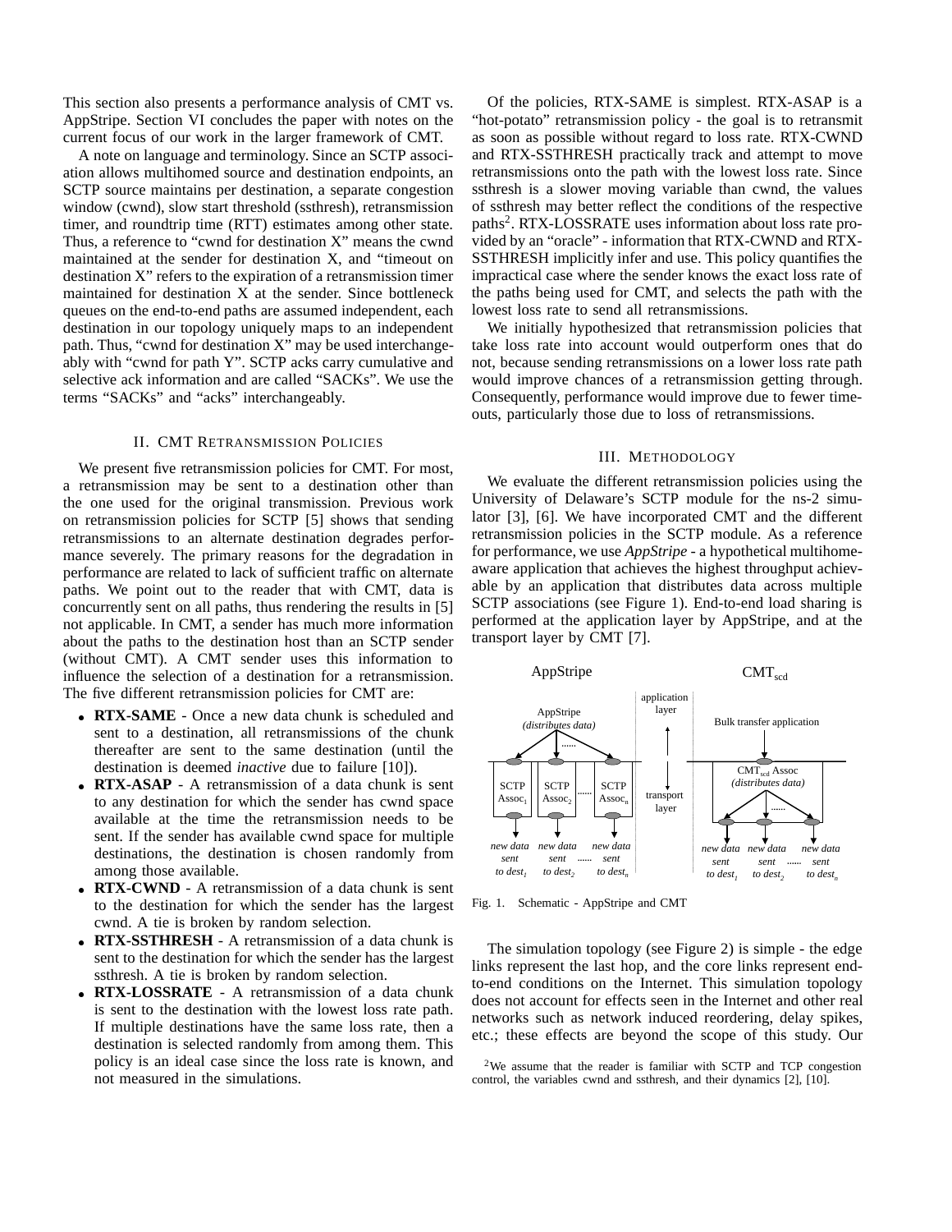This section also presents a performance analysis of CMT vs. AppStripe. Section VI concludes the paper with notes on the current focus of our work in the larger framework of CMT.

A note on language and terminology. Since an SCTP association allows multihomed source and destination endpoints, an SCTP source maintains per destination, a separate congestion window (cwnd), slow start threshold (ssthresh), retransmission timer, and roundtrip time (RTT) estimates among other state. Thus, a reference to "cwnd for destination X" means the cwnd maintained at the sender for destination X, and "timeout on destination X" refers to the expiration of a retransmission timer maintained for destination X at the sender. Since bottleneck queues on the end-to-end paths are assumed independent, each destination in our topology uniquely maps to an independent path. Thus, "cwnd for destination X" may be used interchangeably with "cwnd for path Y". SCTP acks carry cumulative and selective ack information and are called "SACKs". We use the terms "SACKs" and "acks" interchangeably.

## II. CMT Retransmission Policies

We present five retransmission policies for CMT. For most, a retransmission may be sent to a destination other than the one used for the original transmission. Previous work on retransmission policies for SCTP [5] shows that sending retransmissions to an alternate destination degrades performance severely. The primary reasons for the degradation in performance are related to lack of sufficient traffic on alternate paths. We point out to the reader that with CMT, data is concurrently sent on all paths, thus rendering the results in [5] not applicable. In CMT, a sender has much more information about the paths to the destination host than an SCTP sender (without CMT). A CMT sender uses this information to influence the selection of a destination for a retransmission. The five different retransmission policies for CMT are:

- **RTX-SAME** - Once a new data chunk is scheduled and sent to a destination, all retransmissions of the chunk thereafter are sent to the same destination (until the destination is deemed *inactive* due to failure [10]).
- **RTX-ASAP** - A retransmission of a data chunk is sent to any destination for which the sender has cwnd space available at the time the retransmission needs to be sent. If the sender has available cwnd space for multiple destinations, the destination is chosen randomly from among those available.
- **RTX-CWND** - A retransmission of a data chunk is sent to the destination for which the sender has the largest cwnd. A tie is broken by random selection.
- **RTX-SSTHRESH** - A retransmission of a data chunk is sent to the destination for which the sender has the largest ssthresh. A tie is broken by random selection.
- **RTX-LOSSRATE** - A retransmission of a data chunk is sent to the destination with the lowest loss rate path. If multiple destinations have the same loss rate, then a destination is selected randomly from among them. This policy is an ideal case since the loss rate is known, and not measured in the simulations.

Of the policies, RTX-SAME is simplest. RTX-ASAP is a "hot-potato" retransmission policy - the goal is to retransmit as soon as possible without regard to loss rate. RTX-CWND and RTX-SSTHRESH practically track and attempt to move retransmissions onto the path with the lowest loss rate. Since ssthresh is a slower moving variable than cwnd, the values of ssthresh may better reflect the conditions of the respective paths[2]. RTX-LOSSRATE uses information about loss rate provided by an "oracle" - information that RTX-CWND and RTX-SSTHRESH implicitly infer and use. This policy quantifies the impractical case where the sender knows the exact loss rate of the paths being used for CMT, and selects the path with the lowest loss rate to send all retransmissions.

We initially hypothesized that retransmission policies that take loss rate into account would outperform ones that do not, because sending retransmissions on a lower loss rate path would improve chances of a retransmission getting through. Consequently, performance would improve due to fewer timeouts, particularly those due to loss of retransmissions.

## III. Methodology

We evaluate the different retransmission policies using the University of Delaware's SCTP module for the ns-2 simulator [3], [6]. We have incorporated CMT and the different retransmission policies in the SCTP module. As a reference for performance, we use *AppStripe* - a hypothetical multihome-aware application that achieves the highest throughput achievable by an application that distributes data across multiple SCTP associations (see Figure 1). End-to-end load sharing is performed at the application layer by AppStripe, and at the transport layer by CMT [7].

AppStripe

$CMT_{scd}$

application layer

transport layer

AppStripe *(distributes data)*

Bulk transfer application

SCTP $Assoc_1$ SCTP $Assoc_2$ ...... SCTP $Assoc_n$

$CMT_{scd}$ Assoc *(distributes data)*

*new data sent to $dest_1$* *new data sent to $dest_2$* ...... *new data sent to $dest_n$*

*new data sent to $dest_1$* *new data sent to $dest_2$* ...... *new data sent to $dest_n$*

Fig. 1. Schematic - AppStripe and CMT

The simulation topology (see Figure 2) is simple - the edge links represent the last hop, and the core links represent end-to-end conditions on the Internet. This simulation topology does not account for effects seen in the Internet and other real networks such as network induced reordering, delay spikes, etc.; these effects are beyond the scope of this study. Our

[2]We assume that the reader is familiar with SCTP and TCP congestion control, the variables cwnd and ssthresh, and their dynamics [2], [10].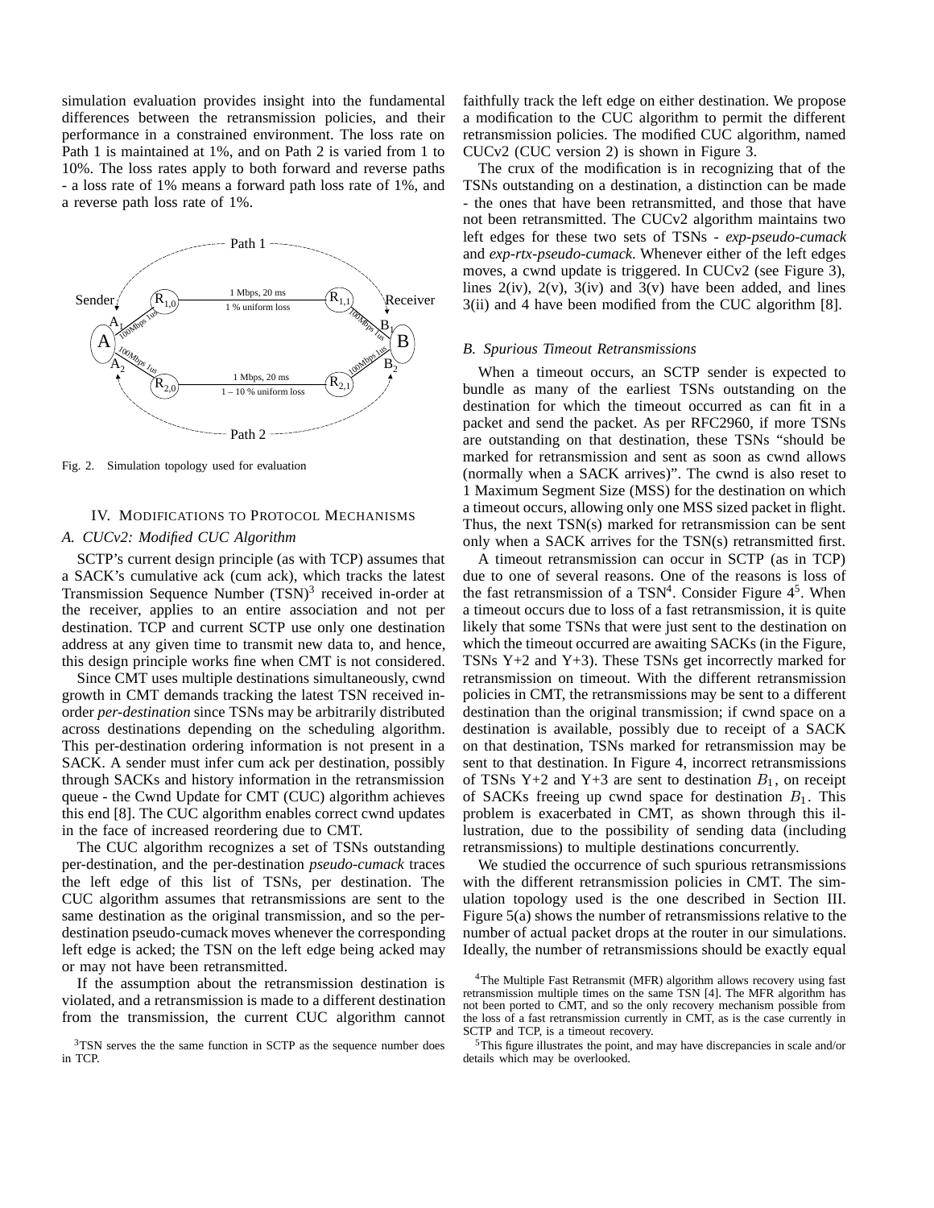simulation evaluation provides insight into the fundamental differences between the retransmission policies, and their performance in a constrained environment. The loss rate on Path 1 is maintained at 1%, and on Path 2 is varied from 1 to 10%. The loss rates apply to both forward and reverse paths - a loss rate of 1% means a forward path loss rate of 1%, and a reverse path loss rate of 1%.

Fig. 2. Simulation topology used for evaluation

## IV. Modifications to Protocol Mechanisms

### A. CUCv2: Modified CUC Algorithm

SCTP's current design principle (as with TCP) assumes that a SACK's cumulative ack (cum ack), which tracks the latest Transmission Sequence Number (TSN)[3] received in-order at the receiver, applies to an entire association and not per destination. TCP and current SCTP use only one destination address at any given time to transmit new data to, and hence, this design principle works fine when CMT is not considered.

Since CMT uses multiple destinations simultaneously, cwnd growth in CMT demands tracking the latest TSN received in-order *per-destination* since TSNs may be arbitrarily distributed across destinations depending on the scheduling algorithm. This per-destination ordering information is not present in a SACK. A sender must infer cum ack per destination, possibly through SACKs and history information in the retransmission queue - the Cwnd Update for CMT (CUC) algorithm achieves this end [8]. The CUC algorithm enables correct cwnd updates in the face of increased reordering due to CMT.

The CUC algorithm recognizes a set of TSNs outstanding per-destination, and the per-destination *pseudo-cumack* traces the left edge of this list of TSNs, per destination. The CUC algorithm assumes that retransmissions are sent to the same destination as the original transmission, and so the per-destination pseudo-cumack moves whenever the corresponding left edge is acked; the TSN on the left edge being acked may or may not have been retransmitted.

If the assumption about the retransmission destination is violated, and a retransmission is made to a different destination from the transmission, the current CUC algorithm cannot faithfully track the left edge on either destination. We propose a modification to the CUC algorithm to permit the different retransmission policies. The modified CUC algorithm, named CUCv2 (CUC version 2) is shown in Figure 3.

The crux of the modification is in recognizing that of the TSNs outstanding on a destination, a distinction can be made - the ones that have been retransmitted, and those that have not been retransmitted. The CUCv2 algorithm maintains two left edges for these two sets of TSNs - *exp-pseudo-cumack* and *exp-rtx-pseudo-cumack*. Whenever either of the left edges moves, a cwnd update is triggered. In CUCv2 (see Figure 3), lines 2(iv), 2(v), 3(iv) and 3(v) have been added, and lines 3(ii) and 4 have been modified from the CUC algorithm [8].

### B. Spurious Timeout Retransmissions

When a timeout occurs, an SCTP sender is expected to bundle as many of the earliest TSNs outstanding on the destination for which the timeout occurred as can fit in a packet and send the packet. As per RFC2960, if more TSNs are outstanding on that destination, these TSNs "should be marked for retransmission and sent as soon as cwnd allows (normally when a SACK arrives)". The cwnd is also reset to 1 Maximum Segment Size (MSS) for the destination on which a timeout occurs, allowing only one MSS sized packet in flight. Thus, the next TSN(s) marked for retransmission can be sent only when a SACK arrives for the TSN(s) retransmitted first.

A timeout retransmission can occur in SCTP (as in TCP) due to one of several reasons. One of the reasons is loss of the fast retransmission of a TSN[4]. Consider Figure 4[5]. When a timeout occurs due to loss of a fast retransmission, it is quite likely that some TSNs that were just sent to the destination on which the timeout occurred are awaiting SACKs (in the Figure, TSNs Y+2 and Y+3). These TSNs get incorrectly marked for retransmission on timeout. With the different retransmission policies in CMT, the retransmissions may be sent to a different destination than the original transmission; if cwnd space on a destination is available, possibly due to receipt of a SACK on that destination, TSNs marked for retransmission may be sent to that destination. In Figure 4, incorrect retransmissions of TSNs Y+2 and Y+3 are sent to destination $B_1$, on receipt of SACKs freeing up cwnd space for destination $B_1$. This problem is exacerbated in CMT, as shown through this illustration, due to the possibility of sending data (including retransmissions) to multiple destinations concurrently.

We studied the occurrence of such spurious retransmissions with the different retransmission policies in CMT. The simulation topology used is the one described in Section III. Figure 5(a) shows the number of retransmissions relative to the number of actual packet drops at the router in our simulations. Ideally, the number of retransmissions should be exactly equal

[3]TSN serves the the same function in SCTP as the sequence number does in TCP.

[4]The Multiple Fast Retransmit (MFR) algorithm allows recovery using fast retransmission multiple times on the same TSN [4]. The MFR algorithm has not been ported to CMT, and so the only recovery mechanism possible from the loss of a fast retransmission currently in CMT, as is the case currently in SCTP and TCP, is a timeout recovery.

[5]This figure illustrates the point, and may have discrepancies in scale and/or details which may be overlooked.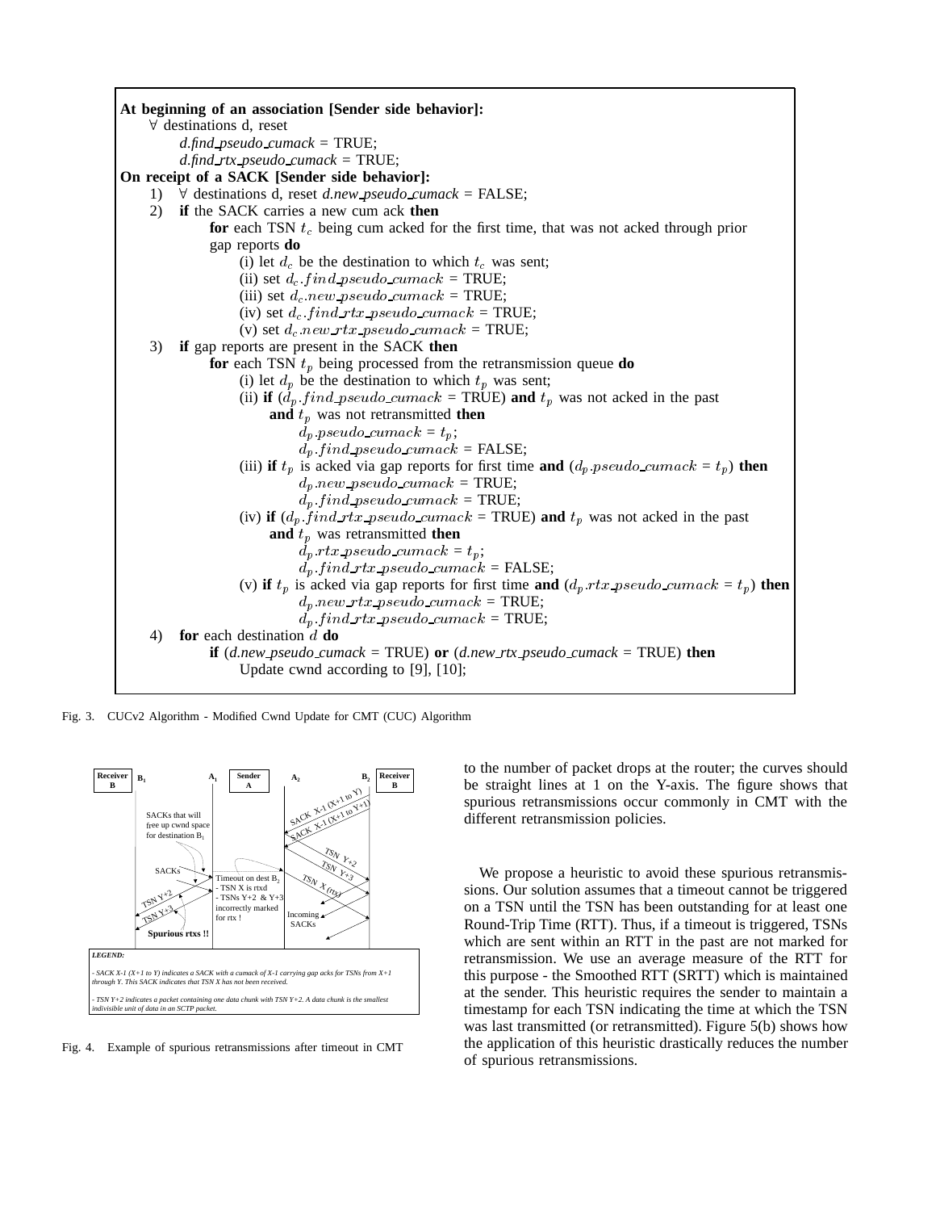**At beginning of an association [Sender side behavior]:**

∀ destinations d, reset

*d.find_pseudo_cumack* = TRUE;

*d.find_rtx_pseudo_cumack* = TRUE;

**On receipt of a SACK [Sender side behavior]:**

1) ∀ destinations d, reset *d.new_pseudo_cumack* = FALSE;

2) **if** the SACK carries a new cum ack **then**

  **for** each TSN $t_c$ being cum acked for the first time, that was not acked through prior gap reports **do**

   (i) let $d_c$ be the destination to which $t_c$ was sent;

   (ii) set $d_c.find\_pseudo\_cumack$ = TRUE;

   (iii) set $d_c.new\_pseudo\_cumack$ = TRUE;

   (iv) set $d_c.find\_rtx\_pseudo\_cumack$ = TRUE;

   (v) set $d_c.new\_rtx\_pseudo\_cumack$ = TRUE;

3) **if** gap reports are present in the SACK **then**

  **for** each TSN $t_p$ being processed from the retransmission queue **do**

   (i) let $d_p$ be the destination to which $t_p$ was sent;

   (ii) **if** ($d_p.find\_pseudo\_cumack$ = TRUE) **and** $t_p$ was not acked in the past **and** $t_p$ was not retransmitted **then**

    $d_p.pseudo\_cumack = t_p$;

    $d_p.find\_pseudo\_cumack$ = FALSE;

   (iii) **if** $t_p$ is acked via gap reports for first time **and** ($d_p.pseudo\_cumack = t_p$) **then**

    $d_p.new\_pseudo\_cumack$ = TRUE;

    $d_p.find\_pseudo\_cumack$ = TRUE;

   (iv) **if** ($d_p.find\_rtx\_pseudo\_cumack$ = TRUE) **and** $t_p$ was not acked in the past **and** $t_p$ was retransmitted **then**

    $d_p.rtx\_pseudo\_cumack = t_p$;

    $d_p.find\_rtx\_pseudo\_cumack$ = FALSE;

   (v) **if** $t_p$ is acked via gap reports for first time **and** ($d_p.rtx\_pseudo\_cumack = t_p$) **then**

    $d_p.new\_rtx\_pseudo\_cumack$ = TRUE;

    $d_p.find\_rtx\_pseudo\_cumack$ = TRUE;

4) **for** each destination $d$ **do**

  **if** (*d.new_pseudo_cumack* = TRUE) **or** (*d.new_rtx_pseudo_cumack* = TRUE) **then**

   Update cwnd according to [9], [10];

Fig. 3. CUCv2 Algorithm - Modified Cwnd Update for CMT (CUC) Algorithm

Fig. 4. Example of spurious retransmissions after timeout in CMT

to the number of packet drops at the router; the curves should be straight lines at 1 on the Y-axis. The figure shows that spurious retransmissions occur commonly in CMT with the different retransmission policies.

We propose a heuristic to avoid these spurious retransmissions. Our solution assumes that a timeout cannot be triggered on a TSN until the TSN has been outstanding for at least one Round-Trip Time (RTT). Thus, if a timeout is triggered, TSNs which are sent within an RTT in the past are not marked for retransmission. We use an average measure of the RTT for this purpose - the Smoothed RTT (SRTT) which is maintained at the sender. This heuristic requires the sender to maintain a timestamp for each TSN indicating the time at which the TSN was last transmitted (or retransmitted). Figure 5(b) shows how the application of this heuristic drastically reduces the number of spurious retransmissions.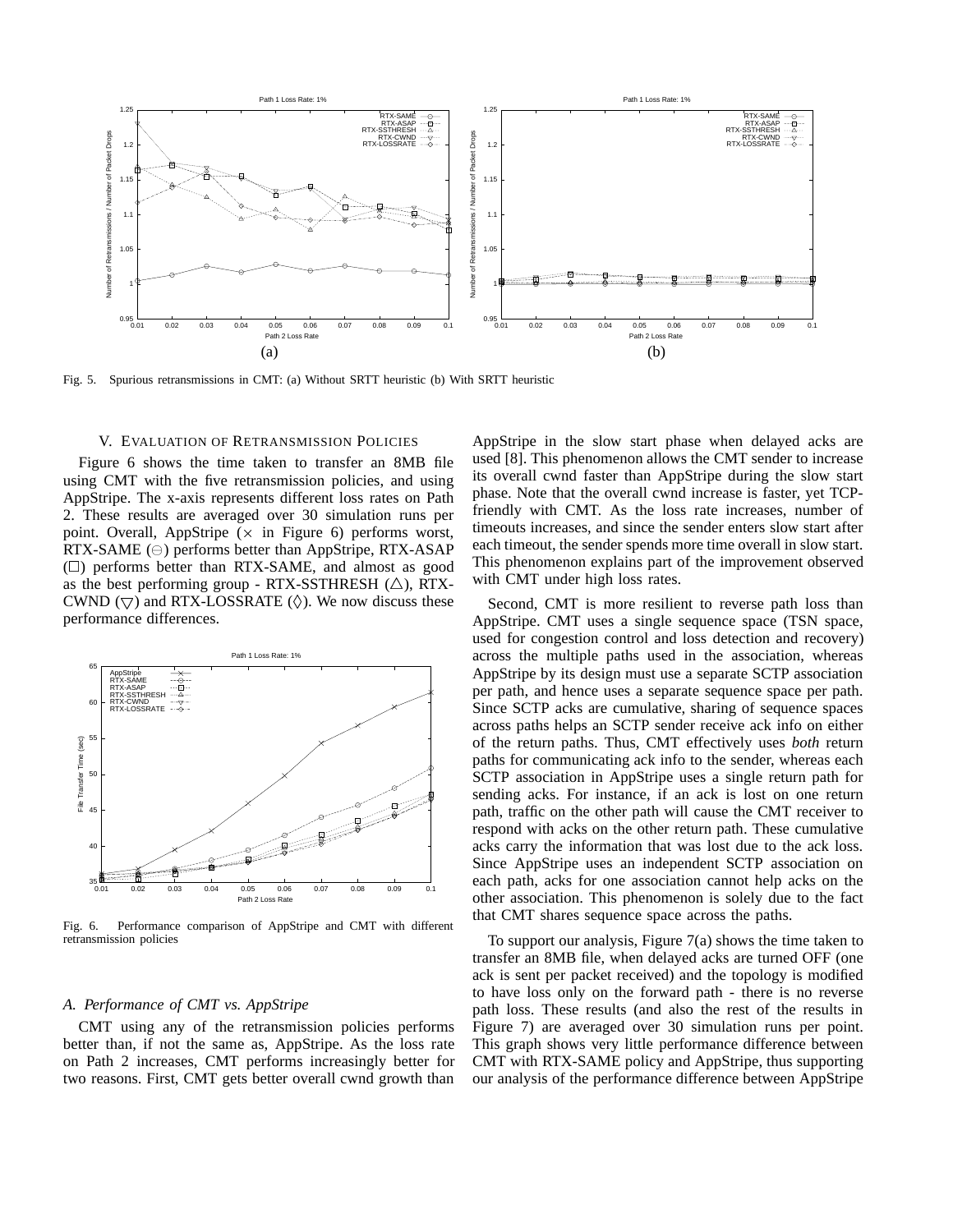Fig. 5. Spurious retransmissions in CMT: (a) Without SRTT heuristic (b) With SRTT heuristic

## V. Evaluation of Retransmission Policies

Figure 6 shows the time taken to transfer an 8MB file using CMT with the five retransmission policies, and using AppStripe. The x-axis represents different loss rates on Path 2. These results are averaged over 30 simulation runs per point. Overall, AppStripe ($\times$ in Figure 6) performs worst, RTX-SAME ($\ominus$) performs better than AppStripe, RTX-ASAP ($\Box$) performs better than RTX-SAME, and almost as good as the best performing group - RTX-SSTHRESH ($\triangle$), RTX-CWND ($\bigtriangledown$) and RTX-LOSSRATE ($\Diamond$). We now discuss these performance differences.

Fig. 6. Performance comparison of AppStripe and CMT with different retransmission policies

### A. Performance of CMT vs. AppStripe

CMT using any of the retransmission policies performs better than, if not the same as, AppStripe. As the loss rate on Path 2 increases, CMT performs increasingly better for two reasons. First, CMT gets better overall cwnd growth than AppStripe in the slow start phase when delayed acks are used [8]. This phenomenon allows the CMT sender to increase its overall cwnd faster than AppStripe during the slow start phase. Note that the overall cwnd increase is faster, yet TCP-friendly with CMT. As the loss rate increases, number of timeouts increases, and since the sender enters slow start after each timeout, the sender spends more time overall in slow start. This phenomenon explains part of the improvement observed with CMT under high loss rates.

Second, CMT is more resilient to reverse path loss than AppStripe. CMT uses a single sequence space (TSN space, used for congestion control and loss detection and recovery) across the multiple paths used in the association, whereas AppStripe by its design must use a separate SCTP association per path, and hence uses a separate sequence space per path. Since SCTP acks are cumulative, sharing of sequence spaces across paths helps an SCTP sender receive ack info on either of the return paths. Thus, CMT effectively uses *both* return paths for communicating ack info to the sender, whereas each SCTP association in AppStripe uses a single return path for sending acks. For instance, if an ack is lost on one return path, traffic on the other path will cause the CMT receiver to respond with acks on the other return path. These cumulative acks carry the information that was lost due to the ack loss. Since AppStripe uses an independent SCTP association on each path, acks for one association cannot help acks on the other association. This phenomenon is solely due to the fact that CMT shares sequence space across the paths.

To support our analysis, Figure 7(a) shows the time taken to transfer an 8MB file, when delayed acks are turned OFF (one ack is sent per packet received) and the topology is modified to have loss only on the forward path - there is no reverse path loss. These results (and also the rest of the results in Figure 7) are averaged over 30 simulation runs per point. This graph shows very little performance difference between CMT with RTX-SAME policy and AppStripe, thus supporting our analysis of the performance difference between AppStripe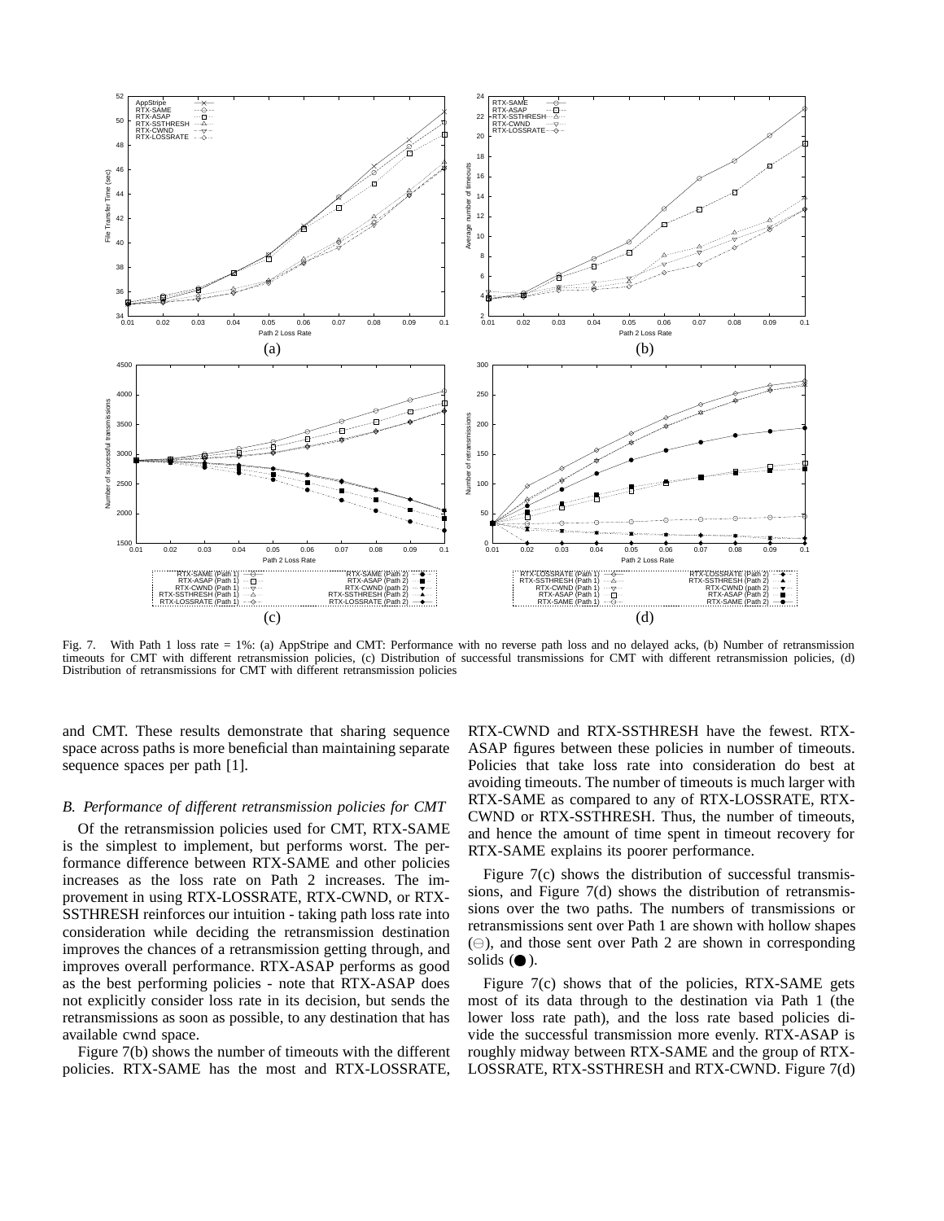Fig. 7. With Path 1 loss rate = 1%: (a) AppStripe and CMT: Performance with no reverse path loss and no delayed acks, (b) Number of retransmission timeouts for CMT with different retransmission policies, (c) Distribution of successful transmissions for CMT with different retransmission policies, (d) Distribution of retransmissions for CMT with different retransmission policies

and CMT. These results demonstrate that sharing sequence space across paths is more beneficial than maintaining separate sequence spaces per path [1].

### *B. Performance of different retransmission policies for CMT*

Of the retransmission policies used for CMT, RTX-SAME is the simplest to implement, but performs worst. The performance difference between RTX-SAME and other policies increases as the loss rate on Path 2 increases. The improvement in using RTX-LOSSRATE, RTX-CWND, or RTX-SSTHRESH reinforces our intuition - taking path loss rate into consideration while deciding the retransmission destination improves the chances of a retransmission getting through, and improves overall performance. RTX-ASAP performs as good as the best performing policies - note that RTX-ASAP does not explicitly consider loss rate in its decision, but sends the retransmissions as soon as possible, to any destination that has available cwnd space.

Figure 7(b) shows the number of timeouts with the different policies. RTX-SAME has the most and RTX-LOSSRATE, RTX-CWND and RTX-SSTHRESH have the fewest. RTX-ASAP figures between these policies in number of timeouts. Policies that take loss rate into consideration do best at avoiding timeouts. The number of timeouts is much larger with RTX-SAME as compared to any of RTX-LOSSRATE, RTX-CWND or RTX-SSTHRESH. Thus, the number of timeouts, and hence the amount of time spent in timeout recovery for RTX-SAME explains its poorer performance.

Figure 7(c) shows the distribution of successful transmissions, and Figure 7(d) shows the distribution of retransmissions over the two paths. The numbers of transmissions or retransmissions sent over Path 1 are shown with hollow shapes (⊖), and those sent over Path 2 are shown in corresponding solids (●).

Figure 7(c) shows that of the policies, RTX-SAME gets most of its data through to the destination via Path 1 (the lower loss rate path), and the loss rate based policies divide the successful transmission more evenly. RTX-ASAP is roughly midway between RTX-SAME and the group of RTX-LOSSRATE, RTX-SSTHRESH and RTX-CWND. Figure 7(d)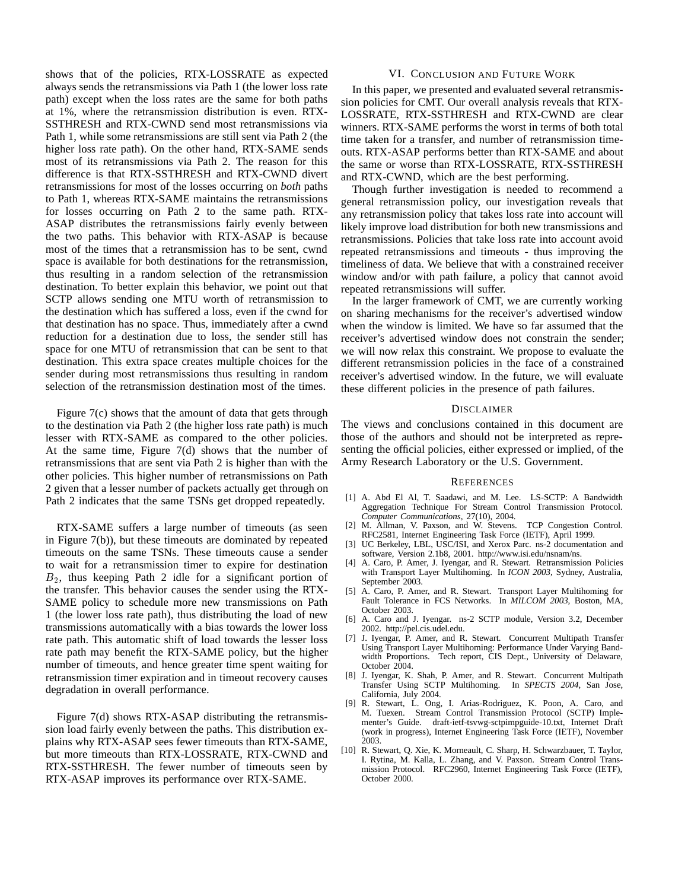shows that of the policies, RTX-LOSSRATE as expected always sends the retransmissions via Path 1 (the lower loss rate path) except when the loss rates are the same for both paths at 1%, where the retransmission distribution is even. RTX-SSTHRESH and RTX-CWND send most retransmissions via Path 1, while some retransmissions are still sent via Path 2 (the higher loss rate path). On the other hand, RTX-SAME sends most of its retransmissions via Path 2. The reason for this difference is that RTX-SSTHRESH and RTX-CWND divert retransmissions for most of the losses occurring on *both* paths to Path 1, whereas RTX-SAME maintains the retransmissions for losses occurring on Path 2 to the same path. RTX-ASAP distributes the retransmissions fairly evenly between the two paths. This behavior with RTX-ASAP is because most of the times that a retransmission has to be sent, cwnd space is available for both destinations for the retransmission, thus resulting in a random selection of the retransmission destination. To better explain this behavior, we point out that SCTP allows sending one MTU worth of retransmission to the destination which has suffered a loss, even if the cwnd for that destination has no space. Thus, immediately after a cwnd reduction for a destination due to loss, the sender still has space for one MTU of retransmission that can be sent to that destination. This extra space creates multiple choices for the sender during most retransmissions thus resulting in random selection of the retransmission destination most of the times.

Figure 7(c) shows that the amount of data that gets through to the destination via Path 2 (the higher loss rate path) is much lesser with RTX-SAME as compared to the other policies. At the same time, Figure 7(d) shows that the number of retransmissions that are sent via Path 2 is higher than with the other policies. This higher number of retransmissions on Path 2 given that a lesser number of packets actually get through on Path 2 indicates that the same TSNs get dropped repeatedly.

RTX-SAME suffers a large number of timeouts (as seen in Figure 7(b)), but these timeouts are dominated by repeated timeouts on the same TSNs. These timeouts cause a sender to wait for a retransmission timer to expire for destination $B_2$, thus keeping Path 2 idle for a significant portion of the transfer. This behavior causes the sender using the RTX-SAME policy to schedule more new transmissions on Path 1 (the lower loss rate path), thus distributing the load of new transmissions automatically with a bias towards the lower loss rate path. This automatic shift of load towards the lesser loss rate path may benefit the RTX-SAME policy, but the higher number of timeouts, and hence greater time spent waiting for retransmission timer expiration and in timeout recovery causes degradation in overall performance.

Figure 7(d) shows RTX-ASAP distributing the retransmission load fairly evenly between the paths. This distribution explains why RTX-ASAP sees fewer timeouts than RTX-SAME, but more timeouts than RTX-LOSSRATE, RTX-CWND and RTX-SSTHRESH. The fewer number of timeouts seen by RTX-ASAP improves its performance over RTX-SAME.

## VI. Conclusion and Future Work

In this paper, we presented and evaluated several retransmission policies for CMT. Our overall analysis reveals that RTX-LOSSRATE, RTX-SSTHRESH and RTX-CWND are clear winners. RTX-SAME performs the worst in terms of both total time taken for a transfer, and number of retransmission timeouts. RTX-ASAP performs better than RTX-SAME and about the same or worse than RTX-LOSSRATE, RTX-SSTHRESH and RTX-CWND, which are the best performing.

Though further investigation is needed to recommend a general retransmission policy, our investigation reveals that any retransmission policy that takes loss rate into account will likely improve load distribution for both new transmissions and retransmissions. Policies that take loss rate into account avoid repeated retransmissions and timeouts - thus improving the timeliness of data. We believe that with a constrained receiver window and/or with path failure, a policy that cannot avoid repeated retransmissions will suffer.

In the larger framework of CMT, we are currently working on sharing mechanisms for the receiver's advertised window when the window is limited. We have so far assumed that the receiver's advertised window does not constrain the sender; we will now relax this constraint. We propose to evaluate the different retransmission policies in the face of a constrained receiver's advertised window. In the future, we will evaluate these different policies in the presence of path failures.

## Disclaimer

The views and conclusions contained in this document are those of the authors and should not be interpreted as representing the official policies, either expressed or implied, of the Army Research Laboratory or the U.S. Government.

## References

[1] A. Abd El Al, T. Saadawi, and M. Lee. LS-SCTP: A Bandwidth Aggregation Technique For Stream Control Transmission Protocol. *Computer Communications*, 27(10), 2004.

[2] M. Allman, V. Paxson, and W. Stevens. TCP Congestion Control. RFC2581, Internet Engineering Task Force (IETF), April 1999.

[3] UC Berkeley, LBL, USC/ISI, and Xerox Parc. ns-2 documentation and software, Version 2.1b8, 2001. http://www.isi.edu/nsnam/ns.

[4] A. Caro, P. Amer, J. Iyengar, and R. Stewart. Retransmission Policies with Transport Layer Multihoming. In *ICON 2003*, Sydney, Australia, September 2003.

[5] A. Caro, P. Amer, and R. Stewart. Transport Layer Multihoming for Fault Tolerance in FCS Networks. In *MILCOM 2003*, Boston, MA, October 2003.

[6] A. Caro and J. Iyengar. ns-2 SCTP module, Version 3.2, December 2002. http://pel.cis.udel.edu.

[7] J. Iyengar, P. Amer, and R. Stewart. Concurrent Multipath Transfer Using Transport Layer Multihoming: Performance Under Varying Bandwidth Proportions. Tech report, CIS Dept., University of Delaware, October 2004.

[8] J. Iyengar, K. Shah, P. Amer, and R. Stewart. Concurrent Multipath Transfer Using SCTP Multihoming. In *SPECTS 2004*, San Jose, California, July 2004.

[9] R. Stewart, L. Ong, I. Arias-Rodriguez, K. Poon, A. Caro, and M. Tuexen. Stream Control Transmission Protocol (SCTP) Implementer's Guide. draft-ietf-tsvwg-sctpimpguide-10.txt, Internet Draft (work in progress), Internet Engineering Task Force (IETF), November 2003.

[10] R. Stewart, Q. Xie, K. Morneault, C. Sharp, H. Schwarzbauer, T. Taylor, I. Rytina, M. Kalla, L. Zhang, and V. Paxson. Stream Control Transmission Protocol. RFC2960, Internet Engineering Task Force (IETF), October 2000.